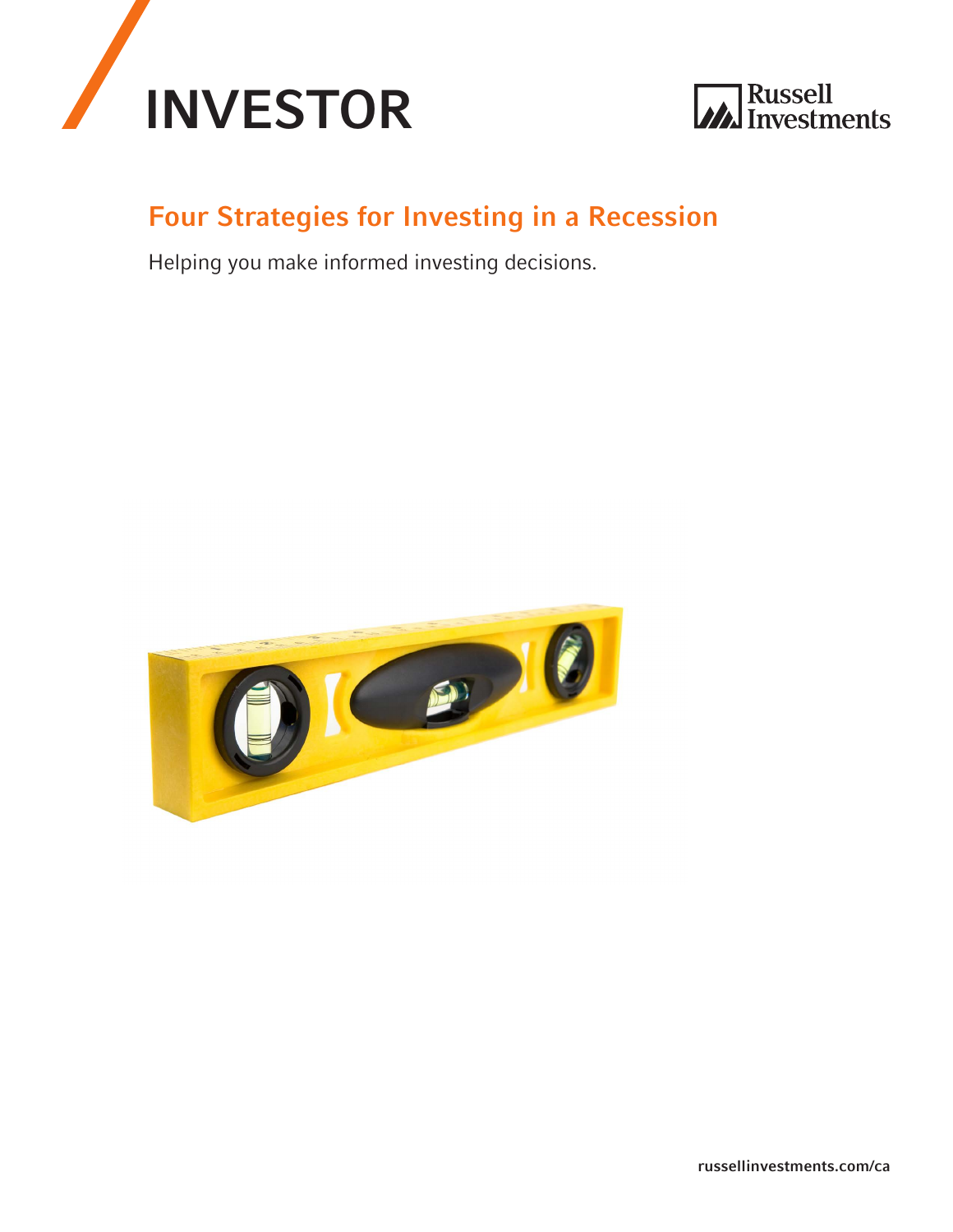# INVESTOR

Russell Investments

## Four Strategies for Investing in a Recession

Helping you make informed investing decisions.

russellinvestments.com/ca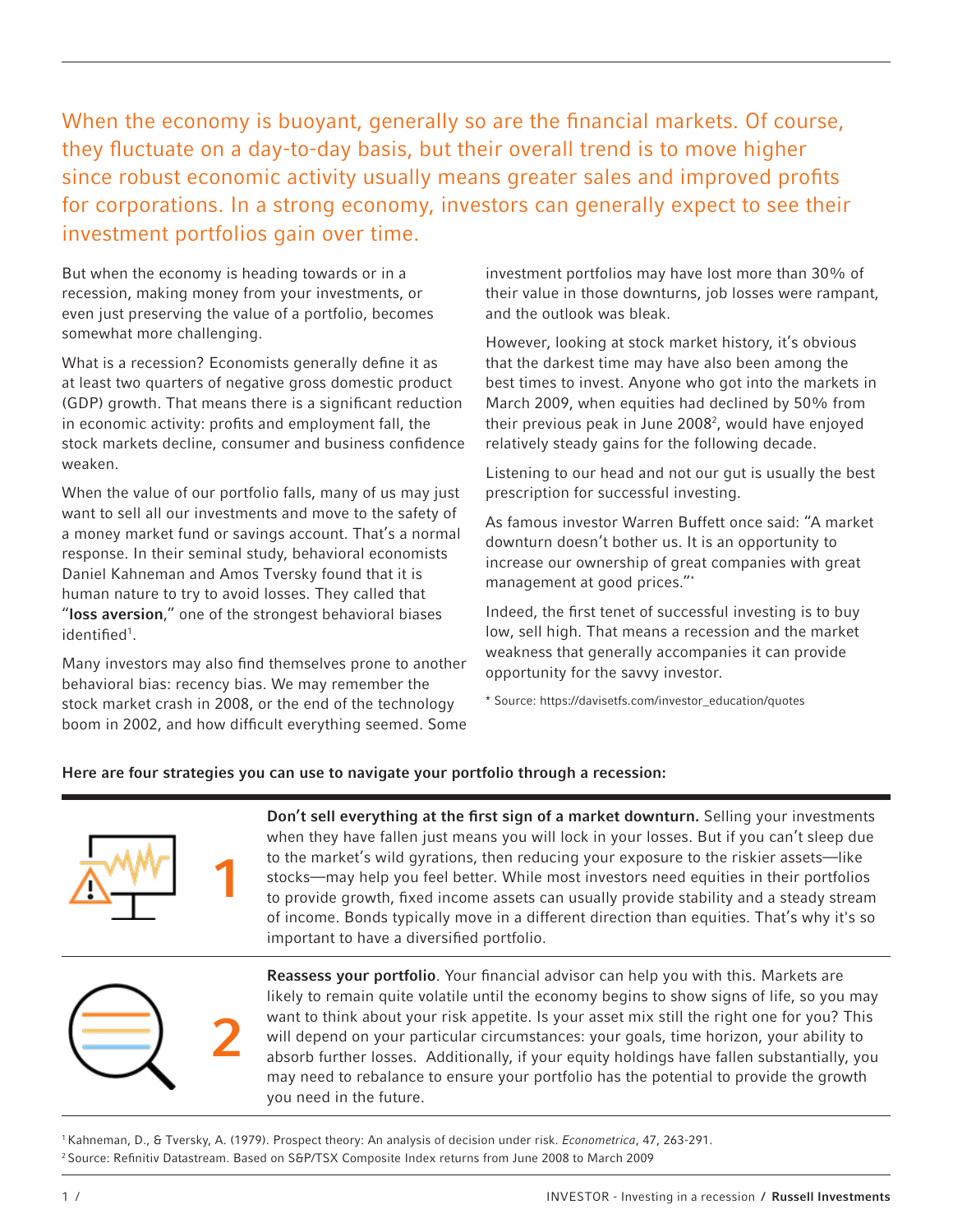When the economy is buoyant, generally so are the financial markets. Of course, they fluctuate on a day-to-day basis, but their overall trend is to move higher since robust economic activity usually means greater sales and improved profits for corporations. In a strong economy, investors can generally expect to see their investment portfolios gain over time.

But when the economy is heading towards or in a recession, making money from your investments, or even just preserving the value of a portfolio, becomes somewhat more challenging.

What is a recession? Economists generally define it as at least two quarters of negative gross domestic product (GDP) growth. That means there is a significant reduction in economic activity: profits and employment fall, the stock markets decline, consumer and business confidence weaken.

When the value of our portfolio falls, many of us may just want to sell all our investments and move to the safety of a money market fund or savings account. That's a normal response. In their seminal study, behavioral economists Daniel Kahneman and Amos Tversky found that it is human nature to try to avoid losses. They called that "**loss aversion**," one of the strongest behavioral biases identified[1].

Many investors may also find themselves prone to another behavioral bias: recency bias. We may remember the stock market crash in 2008, or the end of the technology boom in 2002, and how difficult everything seemed. Some investment portfolios may have lost more than 30% of their value in those downturns, job losses were rampant, and the outlook was bleak.

However, looking at stock market history, it's obvious that the darkest time may have also been among the best times to invest. Anyone who got into the markets in March 2009, when equities had declined by 50% from their previous peak in June 2008[2], would have enjoyed relatively steady gains for the following decade.

Listening to our head and not our gut is usually the best prescription for successful investing.

As famous investor Warren Buffett once said: "A market downturn doesn't bother us. It is an opportunity to increase our ownership of great companies with great management at good prices."*

Indeed, the first tenet of successful investing is to buy low, sell high. That means a recession and the market weakness that generally accompanies it can provide opportunity for the savvy investor.

* Source: https://davisetfs.com/investor_education/quotes

**Here are four strategies you can use to navigate your portfolio through a recession:**

**1**

**Don't sell everything at the first sign of a market downturn.** Selling your investments when they have fallen just means you will lock in your losses. But if you can't sleep due to the market's wild gyrations, then reducing your exposure to the riskier assets—like stocks—may help you feel better. While most investors need equities in their portfolios to provide growth, fixed income assets can usually provide stability and a steady stream of income. Bonds typically move in a different direction than equities. That's why it's so important to have a diversified portfolio.

**2**

**Reassess your portfolio**. Your financial advisor can help you with this. Markets are likely to remain quite volatile until the economy begins to show signs of life, so you may want to think about your risk appetite. Is your asset mix still the right one for you? This will depend on your particular circumstances: your goals, time horizon, your ability to absorb further losses. Additionally, if your equity holdings have fallen substantially, you may need to rebalance to ensure your portfolio has the potential to provide the growth you need in the future.

[1] Kahneman, D., & Tversky, A. (1979). Prospect theory: An analysis of decision under risk. *Econometrica*, 47, 263-291.
[2] Source: Refinitiv Datastream. Based on S&P/TSX Composite Index returns from June 2008 to March 2009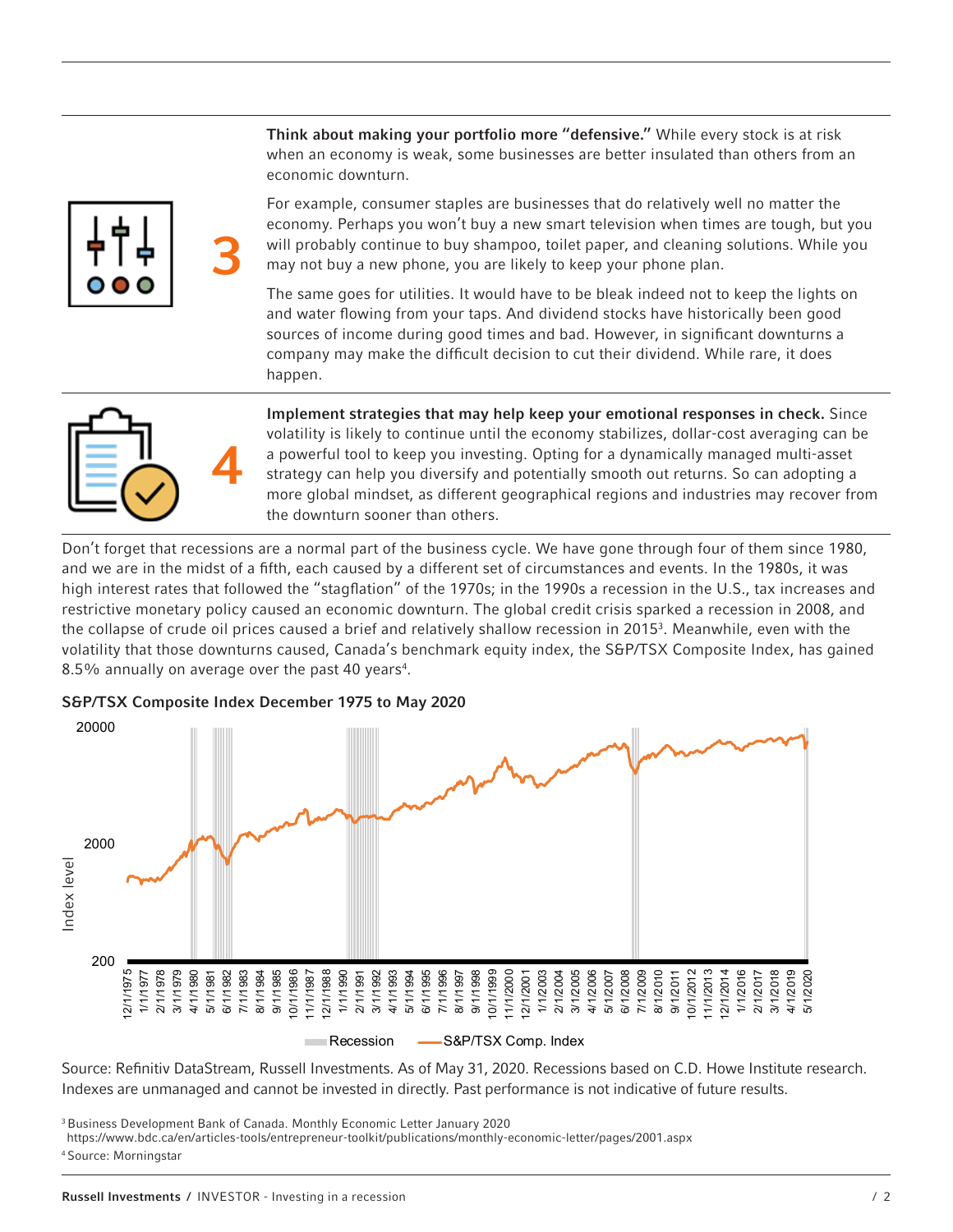3

**Think about making your portfolio more "defensive."** While every stock is at risk when an economy is weak, some businesses are better insulated than others from an economic downturn.

For example, consumer staples are businesses that do relatively well no matter the economy. Perhaps you won't buy a new smart television when times are tough, but you will probably continue to buy shampoo, toilet paper, and cleaning solutions. While you may not buy a new phone, you are likely to keep your phone plan.

The same goes for utilities. It would have to be bleak indeed not to keep the lights on and water flowing from your taps. And dividend stocks have historically been good sources of income during good times and bad. However, in significant downturns a company may make the difficult decision to cut their dividend. While rare, it does happen.

4

**Implement strategies that may help keep your emotional responses in check.** Since volatility is likely to continue until the economy stabilizes, dollar-cost averaging can be a powerful tool to keep you investing. Opting for a dynamically managed multi-asset strategy can help you diversify and potentially smooth out returns. So can adopting a more global mindset, as different geographical regions and industries may recover from the downturn sooner than others.

Don't forget that recessions are a normal part of the business cycle. We have gone through four of them since 1980, and we are in the midst of a fifth, each caused by a different set of circumstances and events. In the 1980s, it was high interest rates that followed the "stagflation" of the 1970s; in the 1990s a recession in the U.S., tax increases and restrictive monetary policy caused an economic downturn. The global credit crisis sparked a recession in 2008, and the collapse of crude oil prices caused a brief and relatively shallow recession in 2015[3]. Meanwhile, even with the volatility that those downturns caused, Canada's benchmark equity index, the S&P/TSX Composite Index, has gained 8.5% annually on average over the past 40 years[4].

**S&P/TSX Composite Index December 1975 to May 2020**

Source: Refinitiv DataStream, Russell Investments. As of May 31, 2020. Recessions based on C.D. Howe Institute research. Indexes are unmanaged and cannot be invested in directly. Past performance is not indicative of future results.

[3] Business Development Bank of Canada. Monthly Economic Letter January 2020 https://www.bdc.ca/en/articles-tools/entrepreneur-toolkit/publications/monthly-economic-letter/pages/2001.aspx

[4] Source: Morningstar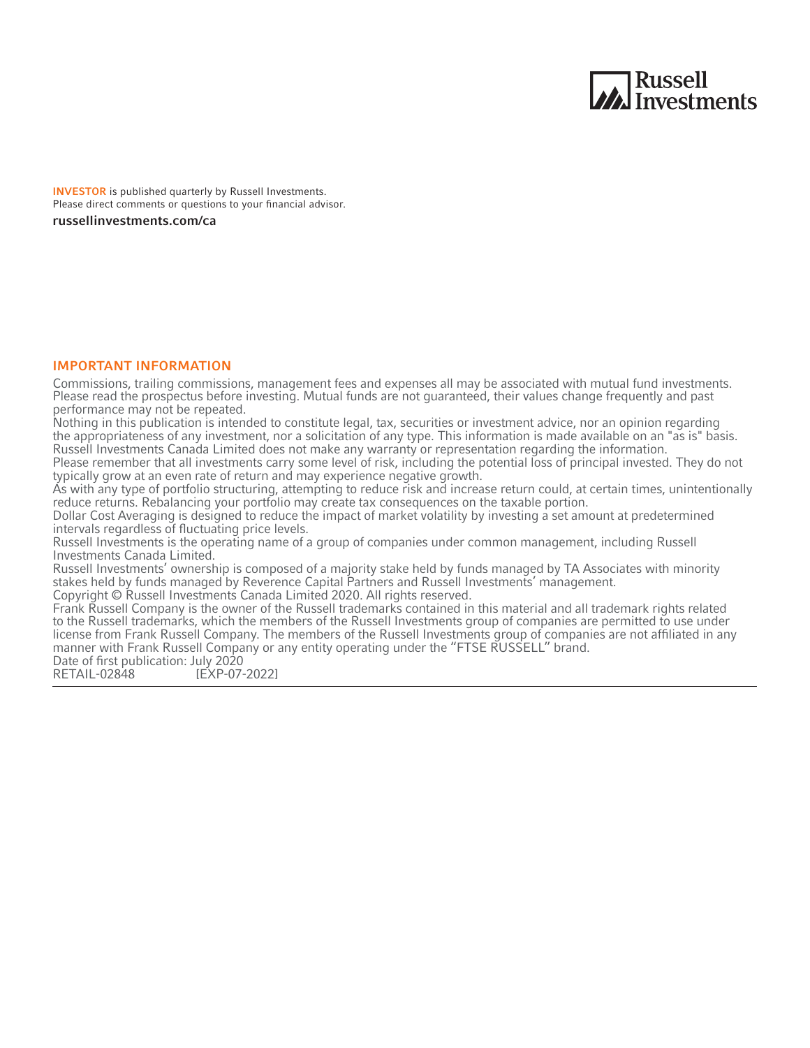Russell Investments

**INVESTOR** is published quarterly by Russell Investments.
Please direct comments or questions to your financial advisor.

**russellinvestments.com/ca**

## IMPORTANT INFORMATION

Commissions, trailing commissions, management fees and expenses all may be associated with mutual fund investments. Please read the prospectus before investing. Mutual funds are not guaranteed, their values change frequently and past performance may not be repeated.

Nothing in this publication is intended to constitute legal, tax, securities or investment advice, nor an opinion regarding the appropriateness of any investment, nor a solicitation of any type. This information is made available on an "as is" basis. Russell Investments Canada Limited does not make any warranty or representation regarding the information.

Please remember that all investments carry some level of risk, including the potential loss of principal invested. They do not typically grow at an even rate of return and may experience negative growth.

As with any type of portfolio structuring, attempting to reduce risk and increase return could, at certain times, unintentionally reduce returns. Rebalancing your portfolio may create tax consequences on the taxable portion.

Dollar Cost Averaging is designed to reduce the impact of market volatility by investing a set amount at predetermined intervals regardless of fluctuating price levels.

Russell Investments is the operating name of a group of companies under common management, including Russell Investments Canada Limited.

Russell Investments' ownership is composed of a majority stake held by funds managed by TA Associates with minority stakes held by funds managed by Reverence Capital Partners and Russell Investments' management.

Copyright © Russell Investments Canada Limited 2020. All rights reserved.

Frank Russell Company is the owner of the Russell trademarks contained in this material and all trademark rights related to the Russell trademarks, which the members of the Russell Investments group of companies are permitted to use under license from Frank Russell Company. The members of the Russell Investments group of companies are not affiliated in any manner with Frank Russell Company or any entity operating under the "FTSE RUSSELL" brand.

Date of first publication: July 2020
RETAIL-02848 [EXP-07-2022]